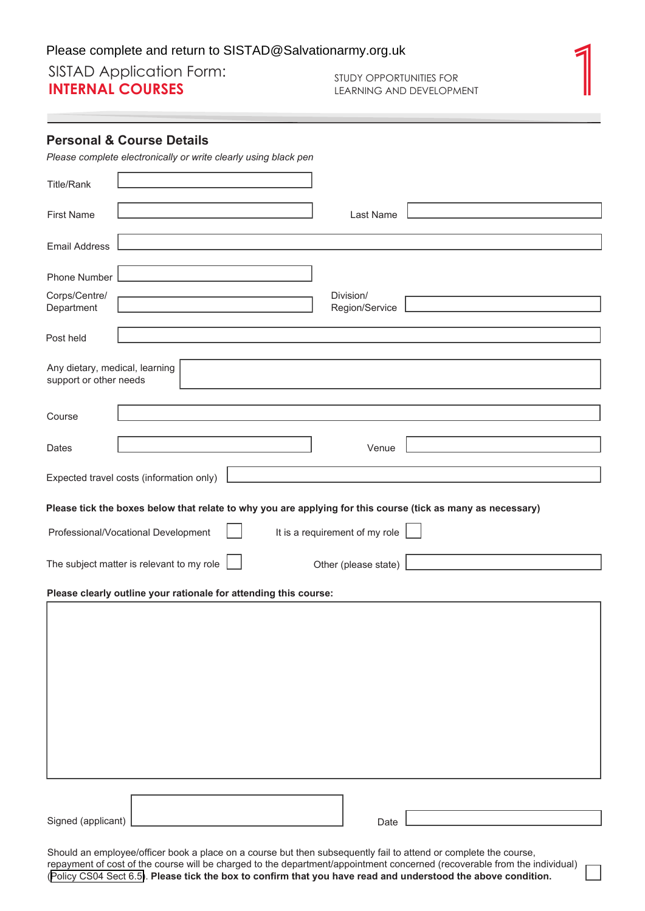Please complete and return to SISTAD@Salvationarmy.org.uk

# SISTAD Application Form: INTERNAL COURSES

STUDY OPPORTUNITIES FOR LEARNING AND DEVELOPMENT

## Personal & Course Details

*Please complete electronically or write clearly using black pen*

Title/Rank

First Name | Last Name

Email Address

Phone Number

Corps/Centre/ Department | Division/ Region/Service

Post held

Any dietary, medical, learning support or other needs

Course

Dates | Venue

Expected travel costs (information only)

**Please tick the boxes below that relate to why you are applying for this course (tick as many as necessary)**

Professional/Vocational Development ☐ | It is a requirement of my role ☐

The subject matter is relevant to my role ☐ | Other (please state)

**Please clearly outline your rationale for attending this course:**

Signed (applicant) | Date

Should an employee/officer book a place on a course but then subsequently fail to attend or complete the course, repayment of cost of the course will be charged to the department/appointment concerned (recoverable from the individual) (Policy CS04 Sect 6.5). **Please tick the box to confirm that you have read and understood the above condition.** ☐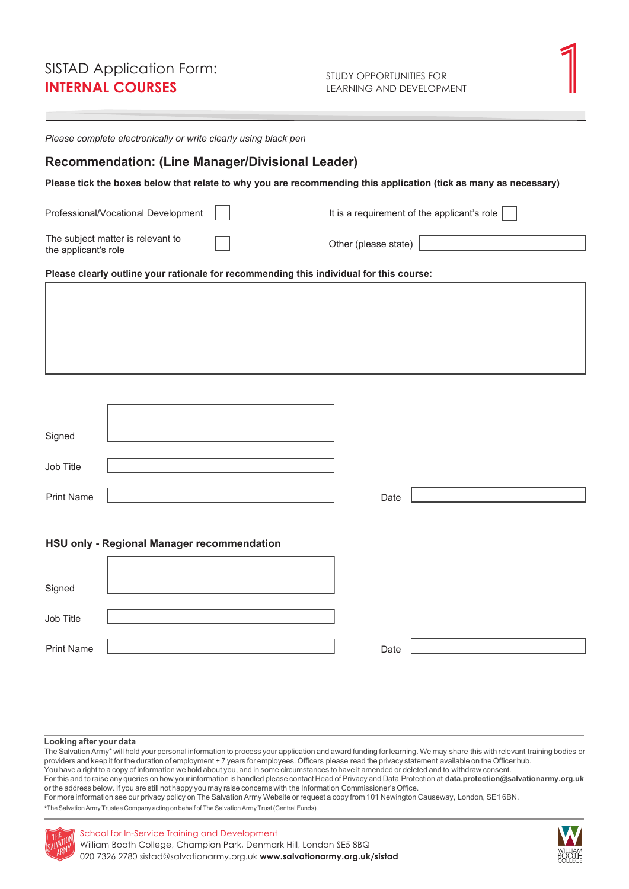SISTAD Application Form:
**INTERNAL COURSES**

STUDY OPPORTUNITIES FOR LEARNING AND DEVELOPMENT

*Please complete electronically or write clearly using black pen*

## Recommendation: (Line Manager/Divisional Leader)

**Please tick the boxes below that relate to why you are recommending this application (tick as many as necessary)**

Professional/Vocational Development ☐

It is a requirement of the applicant's role ☐

The subject matter is relevant to the applicant's role ☐

Other (please state) ____________

**Please clearly outline your rationale for recommending this individual for this course:**

Signed

Job Title

Print Name

Date

### HSU only - Regional Manager recommendation

Signed

Job Title

Print Name

Date

**Looking after your data**

The Salvation Army* will hold your personal information to process your application and award funding for learning. We may share this with relevant training bodies or providers and keep it for the duration of employment + 7 years for employees. Officers please read the privacy statement available on the Officer hub.
You have a right to a copy of information we hold about you, and in some circumstances to have it amended or deleted and to withdraw consent.
For this and to raise any queries on how your information is handled please contact Head of Privacy and Data Protection at **data.protection@salvationarmy.org.uk** or the address below. If you are still not happy you may raise concerns with the Information Commissioner's Office.
For more information see our privacy policy on The Salvation Army Website or request a copy from 101 Newington Causeway, London, SE1 6BN.
*The Salvation Army Trustee Company acting on behalf of The Salvation Army Trust (Central Funds).

School for In-Service Training and Development
William Booth College, Champion Park, Denmark Hill, London SE5 8BQ
020 7326 2780 sistad@salvationarmy.org.uk **www.salvationarmy.org.uk/sistad**